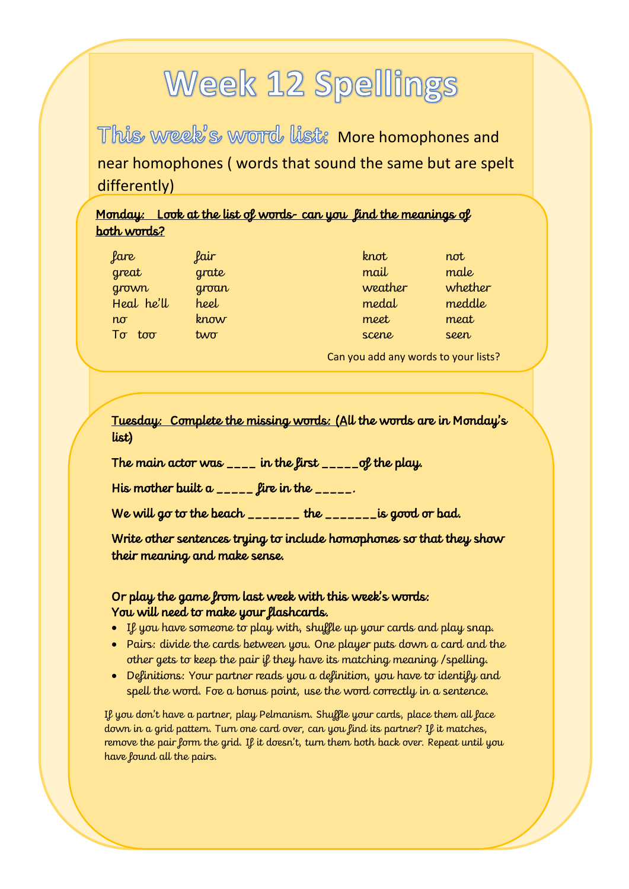# Week 12 Spellings

**This week's word list:** More homophones and near homophones ( words that sound the same but are spelt differently)

**Monday: Look at the list of words- can you find the meanings of both words?**

| | | | |
|---|---|---|---|
| fare | fair | knot | not |
| great | grate | mail | male |
| grown | groan | weather | whether |
| Heal he'll | heel | medal | meddle |
| no | know | meet | meat |
| To too | two | scene | seen |

Can you add any words to your lists?

**Tuesday: Complete the missing words: (All the words are in Monday's list)**

The main actor was ____ in the first _____of the play.

His mother built a _____ fire in the _____.

We will go to the beach _______ the _______is good or bad.

Write other sentences trying to include homophones so that they show their meaning and make sense.

Or play the game from last week with this week's words:
You will need to make your flashcards.

- If you have someone to play with, shuffle up your cards and play snap.
- Pairs: divide the cards between you. One player puts down a card and the other gets to keep the pair if they have its matching meaning /spelling.
- Definitions: Your partner reads you a definition, you have to identify and spell the word. Foe a bonus point, use the word correctly in a sentence.

If you don't have a partner, play Pelmanism. Shuffle your cards, place them all face down in a grid pattern. Turn one card over, can you find its partner? If it matches, remove the pair form the grid. If it doesn't, turn them both back over. Repeat until you have found all the pairs.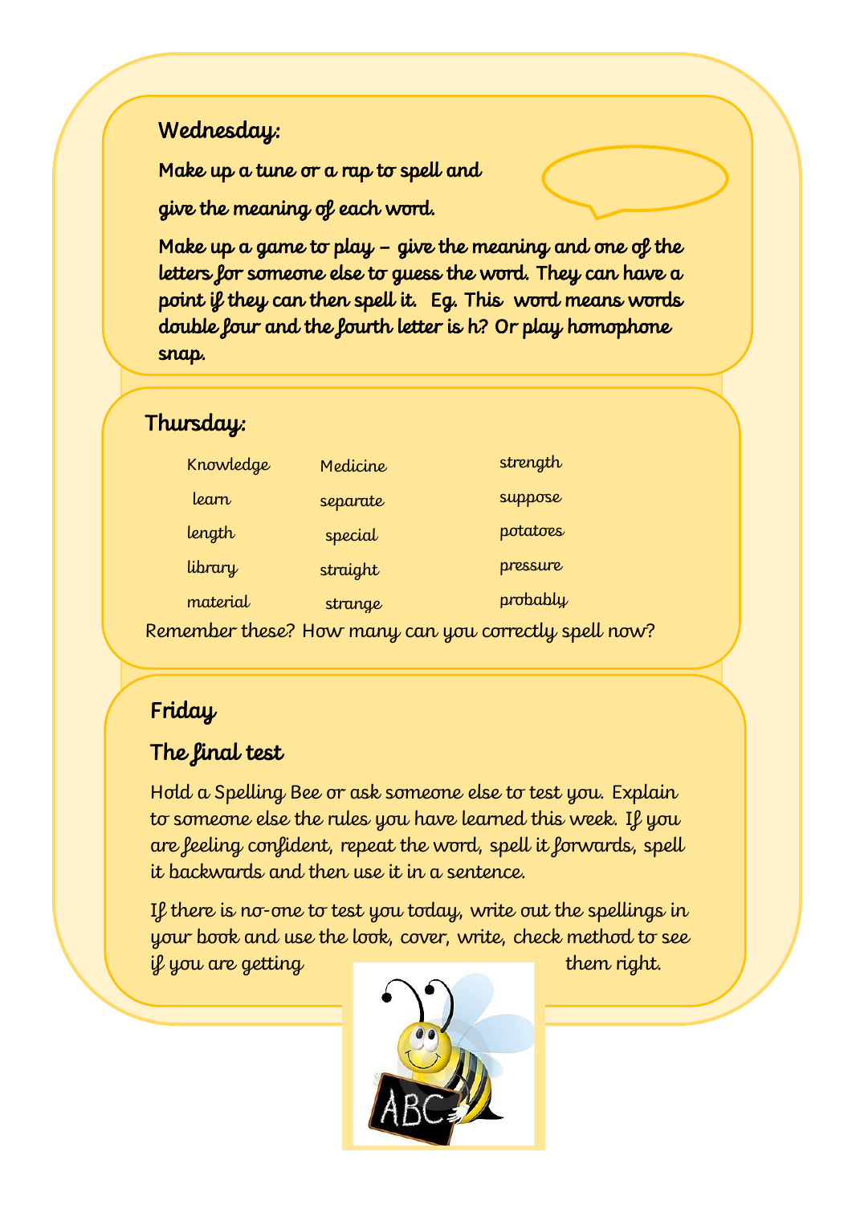## Wednesday:

Make up a tune or a rap to spell and give the meaning of each word.

Make up a game to play – give the meaning and one of the letters for someone else to guess the word. They can have a point if they can then spell it. Eg. This word means words double four and the fourth letter is h? Or play homophone snap.

## Thursday:

| | | |
|---|---|---|
| Knowledge | Medicine | strength |
| learn | separate | suppose |
| length | special | potatoes |
| library | straight | pressure |
| material | strange | probably |

Remember these? How many can you correctly spell now?

## Friday

### The final test

Hold a Spelling Bee or ask someone else to test you. Explain to someone else the rules you have learned this week. If you are feeling confident, repeat the word, spell it forwards, spell it backwards and then use it in a sentence.

If there is no-one to test you today, write out the spellings in your book and use the look, cover, write, check method to see if you are getting them right.